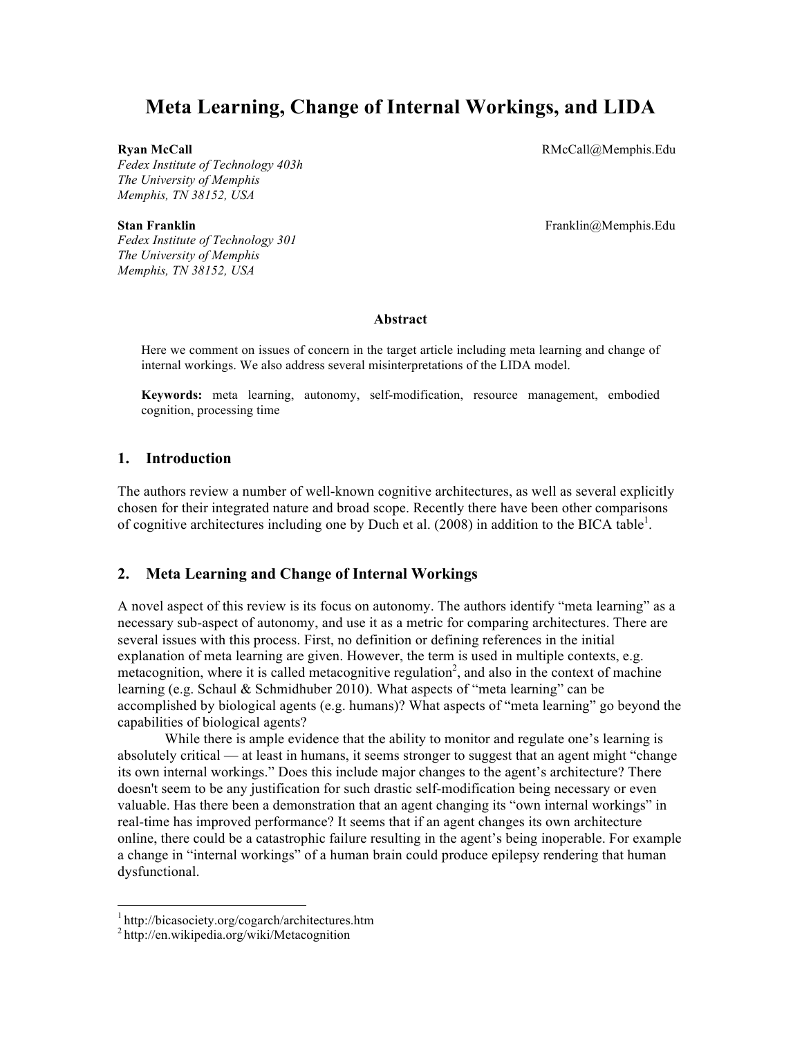# Meta Learning, Change of Internal Workings, and LIDA

**Ryan McCall** RMcCall@Memphis.Edu
*Fedex Institute of Technology 403h*
*The University of Memphis*
*Memphis, TN 38152, USA*

**Stan Franklin** Franklin@Memphis.Edu
*Fedex Institute of Technology 301*
*The University of Memphis*
*Memphis, TN 38152, USA*

**Abstract**

Here we comment on issues of concern in the target article including meta learning and change of internal workings. We also address several misinterpretations of the LIDA model.

**Keywords:** meta learning, autonomy, self-modification, resource management, embodied cognition, processing time

## 1. Introduction

The authors review a number of well-known cognitive architectures, as well as several explicitly chosen for their integrated nature and broad scope. Recently there have been other comparisons of cognitive architectures including one by Duch et al. (2008) in addition to the BICA table[1].

## 2. Meta Learning and Change of Internal Workings

A novel aspect of this review is its focus on autonomy. The authors identify "meta learning" as a necessary sub-aspect of autonomy, and use it as a metric for comparing architectures. There are several issues with this process. First, no definition or defining references in the initial explanation of meta learning are given. However, the term is used in multiple contexts, e.g. metacognition, where it is called metacognitive regulation[2], and also in the context of machine learning (e.g. Schaul & Schmidhuber 2010). What aspects of "meta learning" can be accomplished by biological agents (e.g. humans)? What aspects of "meta learning" go beyond the capabilities of biological agents?

While there is ample evidence that the ability to monitor and regulate one's learning is absolutely critical — at least in humans, it seems stronger to suggest that an agent might "change its own internal workings." Does this include major changes to the agent's architecture? There doesn't seem to be any justification for such drastic self-modification being necessary or even valuable. Has there been a demonstration that an agent changing its "own internal workings" in real-time has improved performance? It seems that if an agent changes its own architecture online, there could be a catastrophic failure resulting in the agent's being inoperable. For example a change in "internal workings" of a human brain could produce epilepsy rendering that human dysfunctional.

---

[1] http://bicasociety.org/cogarch/architectures.htm
[2] http://en.wikipedia.org/wiki/Metacognition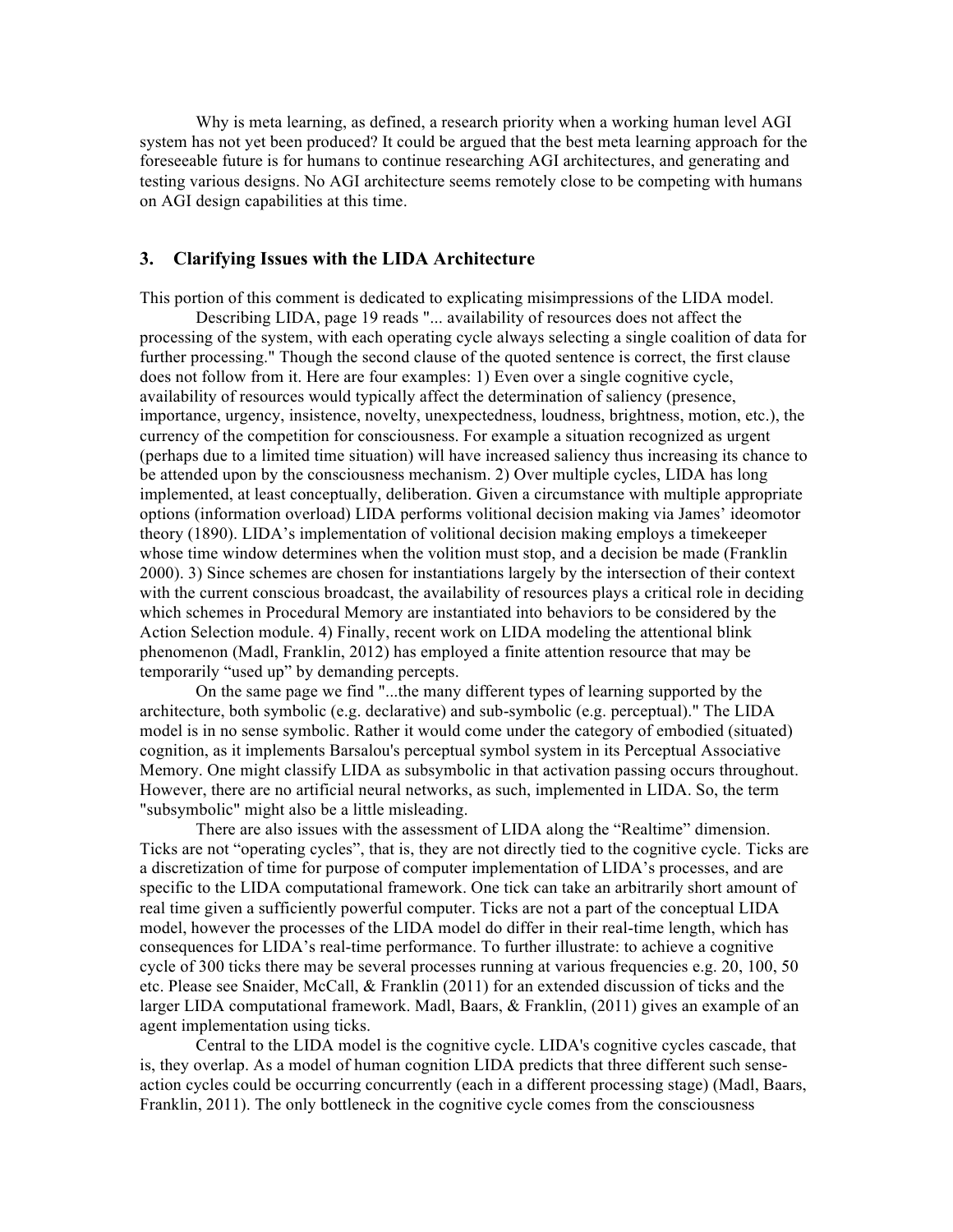Why is meta learning, as defined, a research priority when a working human level AGI system has not yet been produced? It could be argued that the best meta learning approach for the foreseeable future is for humans to continue researching AGI architectures, and generating and testing various designs. No AGI architecture seems remotely close to be competing with humans on AGI design capabilities at this time.

## 3. Clarifying Issues with the LIDA Architecture

This portion of this comment is dedicated to explicating misimpressions of the LIDA model.

Describing LIDA, page 19 reads "... availability of resources does not affect the processing of the system, with each operating cycle always selecting a single coalition of data for further processing." Though the second clause of the quoted sentence is correct, the first clause does not follow from it. Here are four examples: 1) Even over a single cognitive cycle, availability of resources would typically affect the determination of saliency (presence, importance, urgency, insistence, novelty, unexpectedness, loudness, brightness, motion, etc.), the currency of the competition for consciousness. For example a situation recognized as urgent (perhaps due to a limited time situation) will have increased saliency thus increasing its chance to be attended upon by the consciousness mechanism. 2) Over multiple cycles, LIDA has long implemented, at least conceptually, deliberation. Given a circumstance with multiple appropriate options (information overload) LIDA performs volitional decision making via James' ideomotor theory (1890). LIDA's implementation of volitional decision making employs a timekeeper whose time window determines when the volition must stop, and a decision be made (Franklin 2000). 3) Since schemes are chosen for instantiations largely by the intersection of their context with the current conscious broadcast, the availability of resources plays a critical role in deciding which schemes in Procedural Memory are instantiated into behaviors to be considered by the Action Selection module. 4) Finally, recent work on LIDA modeling the attentional blink phenomenon (Madl, Franklin, 2012) has employed a finite attention resource that may be temporarily "used up" by demanding percepts.

On the same page we find "...the many different types of learning supported by the architecture, both symbolic (e.g. declarative) and sub-symbolic (e.g. perceptual)." The LIDA model is in no sense symbolic. Rather it would come under the category of embodied (situated) cognition, as it implements Barsalou's perceptual symbol system in its Perceptual Associative Memory. One might classify LIDA as subsymbolic in that activation passing occurs throughout. However, there are no artificial neural networks, as such, implemented in LIDA. So, the term "subsymbolic" might also be a little misleading.

There are also issues with the assessment of LIDA along the "Realtime" dimension. Ticks are not "operating cycles", that is, they are not directly tied to the cognitive cycle. Ticks are a discretization of time for purpose of computer implementation of LIDA's processes, and are specific to the LIDA computational framework. One tick can take an arbitrarily short amount of real time given a sufficiently powerful computer. Ticks are not a part of the conceptual LIDA model, however the processes of the LIDA model do differ in their real-time length, which has consequences for LIDA's real-time performance. To further illustrate: to achieve a cognitive cycle of 300 ticks there may be several processes running at various frequencies e.g. 20, 100, 50 etc. Please see Snaider, McCall, & Franklin (2011) for an extended discussion of ticks and the larger LIDA computational framework. Madl, Baars, & Franklin, (2011) gives an example of an agent implementation using ticks.

Central to the LIDA model is the cognitive cycle. LIDA's cognitive cycles cascade, that is, they overlap. As a model of human cognition LIDA predicts that three different such sense-action cycles could be occurring concurrently (each in a different processing stage) (Madl, Baars, Franklin, 2011). The only bottleneck in the cognitive cycle comes from the consciousness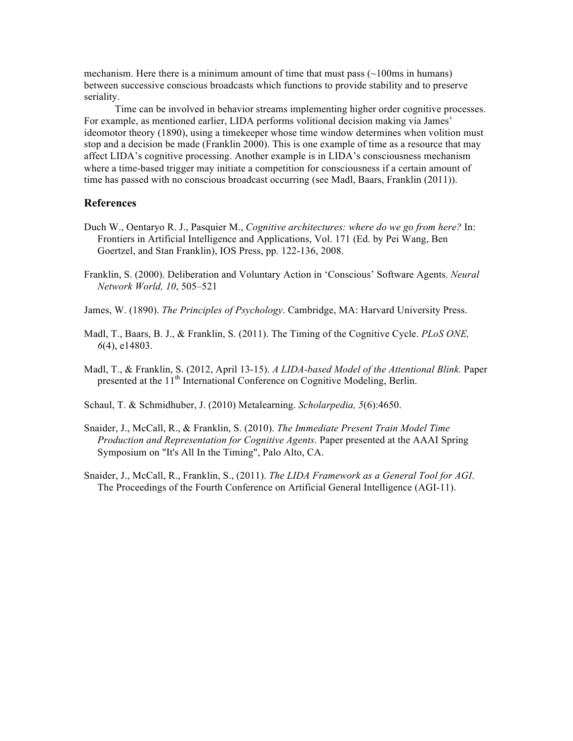mechanism. Here there is a minimum amount of time that must pass (~100ms in humans) between successive conscious broadcasts which functions to provide stability and to preserve seriality.

Time can be involved in behavior streams implementing higher order cognitive processes. For example, as mentioned earlier, LIDA performs volitional decision making via James' ideomotor theory (1890), using a timekeeper whose time window determines when volition must stop and a decision be made (Franklin 2000). This is one example of time as a resource that may affect LIDA's cognitive processing. Another example is in LIDA's consciousness mechanism where a time-based trigger may initiate a competition for consciousness if a certain amount of time has passed with no conscious broadcast occurring (see Madl, Baars, Franklin (2011)).

## References

Duch W., Oentaryo R. J., Pasquier M., *Cognitive architectures: where do we go from here?* In: Frontiers in Artificial Intelligence and Applications, Vol. 171 (Ed. by Pei Wang, Ben Goertzel, and Stan Franklin), IOS Press, pp. 122-136, 2008.

Franklin, S. (2000). Deliberation and Voluntary Action in 'Conscious' Software Agents. *Neural Network World, 10*, 505–521

James, W. (1890). *The Principles of Psychology*. Cambridge, MA: Harvard University Press.

Madl, T., Baars, B. J., & Franklin, S. (2011). The Timing of the Cognitive Cycle. *PLoS ONE, 6*(4), e14803.

Madl, T., & Franklin, S. (2012, April 13-15). *A LIDA-based Model of the Attentional Blink.* Paper presented at the 11th International Conference on Cognitive Modeling, Berlin.

Schaul, T. & Schmidhuber, J. (2010) Metalearning. *Scholarpedia, 5*(6):4650.

Snaider, J., McCall, R., & Franklin, S. (2010). *The Immediate Present Train Model Time Production and Representation for Cognitive Agents*. Paper presented at the AAAI Spring Symposium on "It's All In the Timing", Palo Alto, CA.

Snaider, J., McCall, R., Franklin, S., (2011). *The LIDA Framework as a General Tool for AGI*. The Proceedings of the Fourth Conference on Artificial General Intelligence (AGI-11).